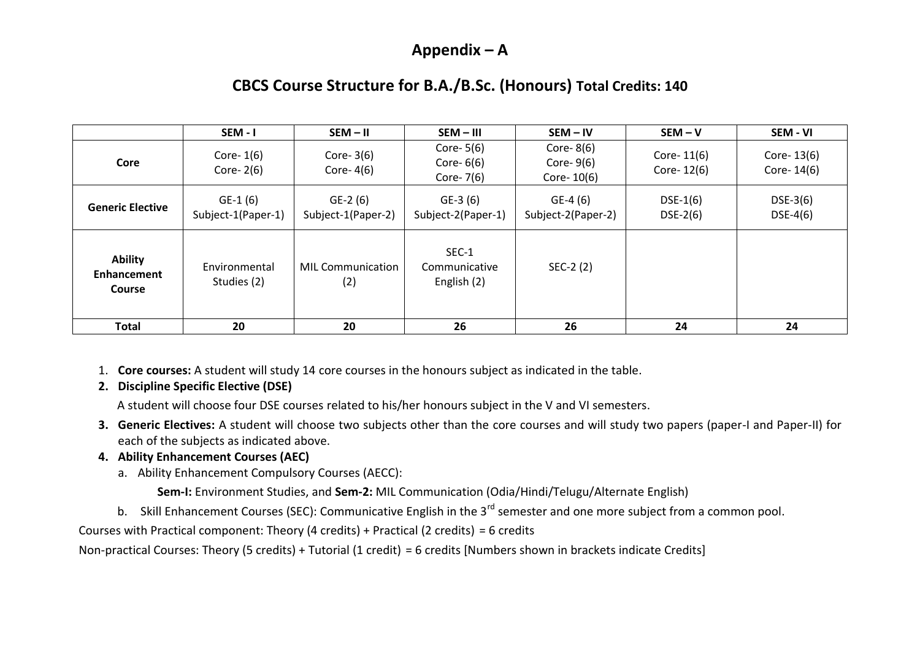# Appendix – A

## CBCS Course Structure for B.A./B.Sc. (Honours) Total Credits: 140

| | SEM - I | SEM – II | SEM – III | SEM – IV | SEM – V | SEM - VI |
|---|---|---|---|---|---|---|
| **Core** | Core- 1(6)<br>Core- 2(6) | Core- 3(6)<br>Core- 4(6) | Core- 5(6)<br>Core- 6(6)<br>Core- 7(6) | Core- 8(6)<br>Core- 9(6)<br>Core- 10(6) | Core- 11(6)<br>Core- 12(6) | Core- 13(6)<br>Core- 14(6) |
| **Generic Elective** | GE-1 (6)<br>Subject-1(Paper-1) | GE-2 (6)<br>Subject-1(Paper-2) | GE-3 (6)<br>Subject-2(Paper-1) | GE-4 (6)<br>Subject-2(Paper-2) | DSE-1(6)<br>DSE-2(6) | DSE-3(6)<br>DSE-4(6) |
| **Ability Enhancement Course** | Environmental Studies (2) | MIL Communication (2) | SEC-1<br>Communicative English (2) | SEC-2 (2) | | |
| **Total** | **20** | **20** | **26** | **26** | **24** | **24** |

1. **Core courses:** A student will study 14 core courses in the honours subject as indicated in the table.
2. **Discipline Specific Elective (DSE)**

   A student will choose four DSE courses related to his/her honours subject in the V and VI semesters.
3. **Generic Electives:** A student will choose two subjects other than the core courses and will study two papers (paper-I and Paper-II) for each of the subjects as indicated above.
4. **Ability Enhancement Courses (AEC)**
   a. Ability Enhancement Compulsory Courses (AECC):

      **Sem-I:** Environment Studies, and **Sem-2:** MIL Communication (Odia/Hindi/Telugu/Alternate English)

   b. Skill Enhancement Courses (SEC): Communicative English in the 3rd semester and one more subject from a common pool.

Courses with Practical component: Theory (4 credits) + Practical (2 credits) = 6 credits

Non-practical Courses: Theory (5 credits) + Tutorial (1 credit) = 6 credits [Numbers shown in brackets indicate Credits]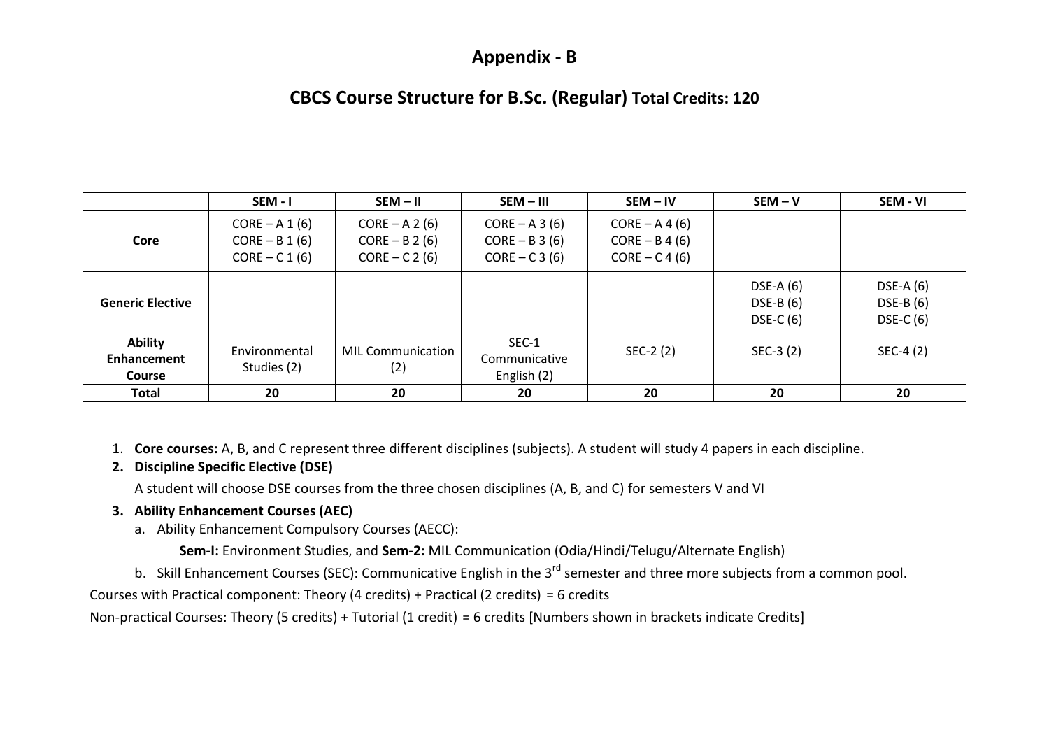# Appendix - B

## CBCS Course Structure for B.Sc. (Regular) Total Credits: 120

| | SEM - I | SEM – II | SEM – III | SEM – IV | SEM – V | SEM - VI |
|---|---|---|---|---|---|---|
| **Core** | CORE – A 1 (6)<br>CORE – B 1 (6)<br>CORE – C 1 (6) | CORE – A 2 (6)<br>CORE – B 2 (6)<br>CORE – C 2 (6) | CORE – A 3 (6)<br>CORE – B 3 (6)<br>CORE – C 3 (6) | CORE – A 4 (6)<br>CORE – B 4 (6)<br>CORE – C 4 (6) | | |
| **Generic Elective** | | | | | DSE-A (6)<br>DSE-B (6)<br>DSE-C (6) | DSE-A (6)<br>DSE-B (6)<br>DSE-C (6) |
| **Ability Enhancement Course** | Environmental Studies (2) | MIL Communication (2) | SEC-1 Communicative English (2) | SEC-2 (2) | SEC-3 (2) | SEC-4 (2) |
| **Total** | **20** | **20** | **20** | **20** | **20** | **20** |

1. **Core courses:** A, B, and C represent three different disciplines (subjects). A student will study 4 papers in each discipline.
2. **Discipline Specific Elective (DSE)**

   A student will choose DSE courses from the three chosen disciplines (A, B, and C) for semesters V and VI
3. **Ability Enhancement Courses (AEC)**
   a. Ability Enhancement Compulsory Courses (AECC):

      **Sem-I:** Environment Studies, and **Sem-2:** MIL Communication (Odia/Hindi/Telugu/Alternate English)

   b. Skill Enhancement Courses (SEC): Communicative English in the 3rd semester and three more subjects from a common pool.

Courses with Practical component: Theory (4 credits) + Practical (2 credits) = 6 credits

Non-practical Courses: Theory (5 credits) + Tutorial (1 credit) = 6 credits [Numbers shown in brackets indicate Credits]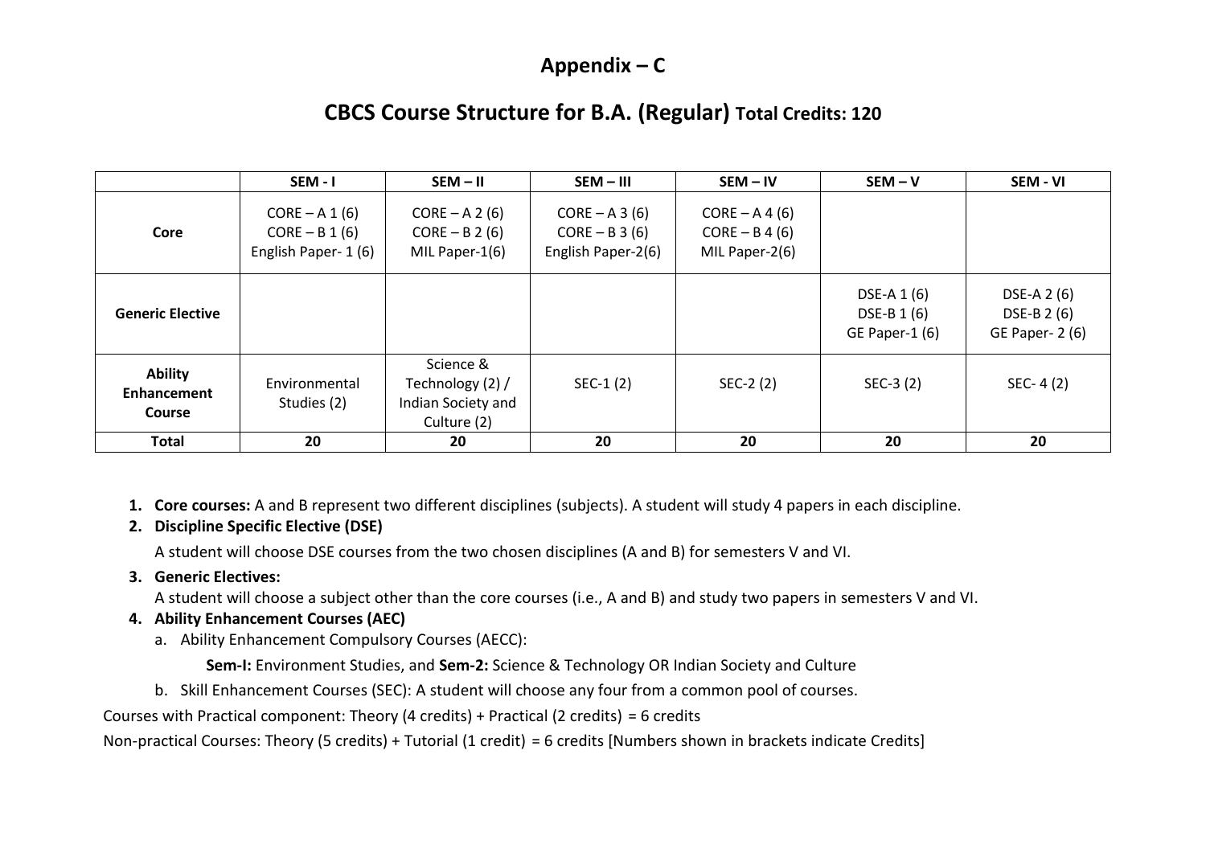## Appendix – C

## CBCS Course Structure for B.A. (Regular) Total Credits: 120

| | SEM - I | SEM – II | SEM – III | SEM – IV | SEM – V | SEM - VI |
|---|---|---|---|---|---|---|
| **Core** | CORE – A 1 (6)<br>CORE – B 1 (6)<br>English Paper- 1 (6) | CORE – A 2 (6)<br>CORE – B 2 (6)<br>MIL Paper-1(6) | CORE – A 3 (6)<br>CORE – B 3 (6)<br>English Paper-2(6) | CORE – A 4 (6)<br>CORE – B 4 (6)<br>MIL Paper-2(6) | | |
| **Generic Elective** | | | | | DSE-A 1 (6)<br>DSE-B 1 (6)<br>GE Paper-1 (6) | DSE-A 2 (6)<br>DSE-B 2 (6)<br>GE Paper- 2 (6) |
| **Ability Enhancement Course** | Environmental Studies (2) | Science & Technology (2) / Indian Society and Culture (2) | SEC-1 (2) | SEC-2 (2) | SEC-3 (2) | SEC- 4 (2) |
| **Total** | **20** | **20** | **20** | **20** | **20** | **20** |

1. **Core courses:** A and B represent two different disciplines (subjects). A student will study 4 papers in each discipline.
2. **Discipline Specific Elective (DSE)**

   A student will choose DSE courses from the two chosen disciplines (A and B) for semesters V and VI.
3. **Generic Electives:**

   A student will choose a subject other than the core courses (i.e., A and B) and study two papers in semesters V and VI.
4. **Ability Enhancement Courses (AEC)**
   a. Ability Enhancement Compulsory Courses (AECC):

      **Sem-I:** Environment Studies, and **Sem-2:** Science & Technology OR Indian Society and Culture

   b. Skill Enhancement Courses (SEC): A student will choose any four from a common pool of courses.

Courses with Practical component: Theory (4 credits) + Practical (2 credits) = 6 credits

Non-practical Courses: Theory (5 credits) + Tutorial (1 credit) = 6 credits [Numbers shown in brackets indicate Credits]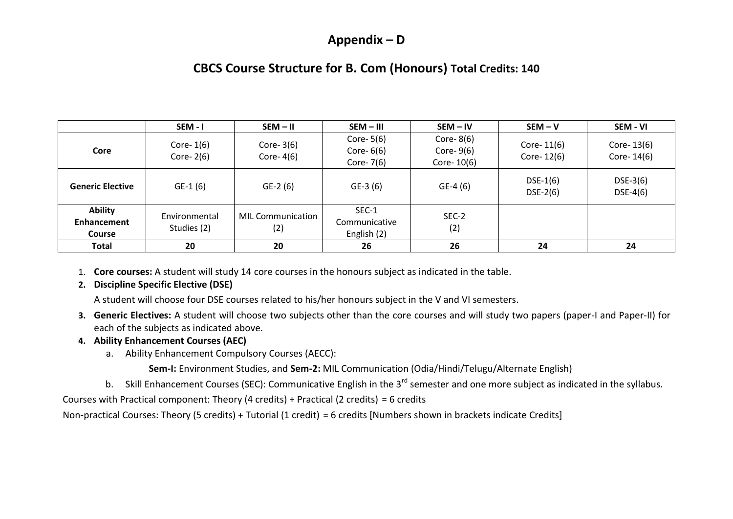# Appendix – D

## CBCS Course Structure for B. Com (Honours) Total Credits: 140

| | SEM - I | SEM – II | SEM – III | SEM – IV | SEM – V | SEM - VI |
|---|---|---|---|---|---|---|
| **Core** | Core- 1(6)<br>Core- 2(6) | Core- 3(6)<br>Core- 4(6) | Core- 5(6)<br>Core- 6(6)<br>Core- 7(6) | Core- 8(6)<br>Core- 9(6)<br>Core- 10(6) | Core- 11(6)<br>Core- 12(6) | Core- 13(6)<br>Core- 14(6) |
| **Generic Elective** | GE-1 (6) | GE-2 (6) | GE-3 (6) | GE-4 (6) | DSE-1(6)<br>DSE-2(6) | DSE-3(6)<br>DSE-4(6) |
| **Ability Enhancement Course** | Environmental Studies (2) | MIL Communication (2) | SEC-1 Communicative English (2) | SEC-2 (2) | | |
| **Total** | 20 | 20 | 26 | 26 | 24 | 24 |

1. **Core courses:** A student will study 14 core courses in the honours subject as indicated in the table.
2. **Discipline Specific Elective (DSE)**

   A student will choose four DSE courses related to his/her honours subject in the V and VI semesters.
3. **Generic Electives:** A student will choose two subjects other than the core courses and will study two papers (paper-I and Paper-II) for each of the subjects as indicated above.
4. **Ability Enhancement Courses (AEC)**
   a. Ability Enhancement Compulsory Courses (AECC):

      **Sem-I:** Environment Studies, and **Sem-2:** MIL Communication (Odia/Hindi/Telugu/Alternate English)

   b. Skill Enhancement Courses (SEC): Communicative English in the 3rd semester and one more subject as indicated in the syllabus.

Courses with Practical component: Theory (4 credits) + Practical (2 credits) = 6 credits

Non-practical Courses: Theory (5 credits) + Tutorial (1 credit) = 6 credits [Numbers shown in brackets indicate Credits]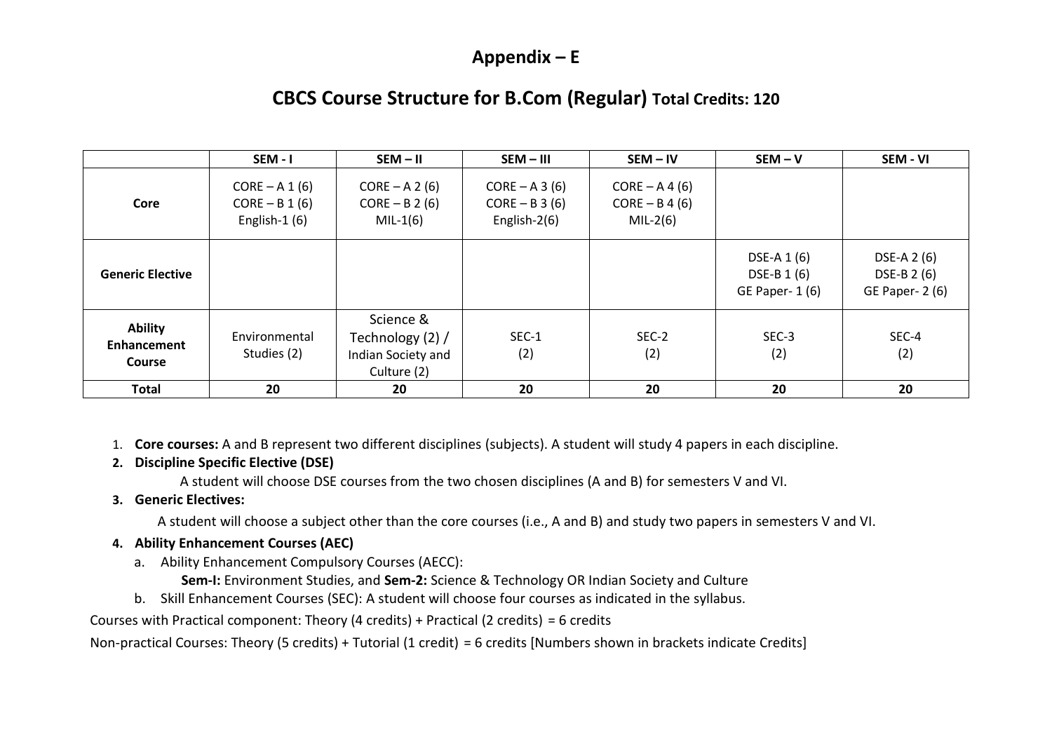# Appendix – E

## CBCS Course Structure for B.Com (Regular) Total Credits: 120

| | SEM - I | SEM – II | SEM – III | SEM – IV | SEM – V | SEM - VI |
|---|---|---|---|---|---|---|
| **Core** | CORE – A 1 (6)<br>CORE – B 1 (6)<br>English-1 (6) | CORE – A 2 (6)<br>CORE – B 2 (6)<br>MIL-1(6) | CORE – A 3 (6)<br>CORE – B 3 (6)<br>English-2(6) | CORE – A 4 (6)<br>CORE – B 4 (6)<br>MIL-2(6) | | |
| **Generic Elective** | | | | | DSE-A 1 (6)<br>DSE-B 1 (6)<br>GE Paper- 1 (6) | DSE-A 2 (6)<br>DSE-B 2 (6)<br>GE Paper- 2 (6) |
| **Ability Enhancement Course** | Environmental Studies (2) | Science & Technology (2) / Indian Society and Culture (2) | SEC-1 (2) | SEC-2 (2) | SEC-3 (2) | SEC-4 (2) |
| **Total** | **20** | **20** | **20** | **20** | **20** | **20** |

1. **Core courses:** A and B represent two different disciplines (subjects). A student will study 4 papers in each discipline.
2. **Discipline Specific Elective (DSE)**

   A student will choose DSE courses from the two chosen disciplines (A and B) for semesters V and VI.
3. **Generic Electives:**

   A student will choose a subject other than the core courses (i.e., A and B) and study two papers in semesters V and VI.
4. **Ability Enhancement Courses (AEC)**
   a. Ability Enhancement Compulsory Courses (AECC):

      **Sem-I:** Environment Studies, and **Sem-2:** Science & Technology OR Indian Society and Culture

   b. Skill Enhancement Courses (SEC): A student will choose four courses as indicated in the syllabus.

Courses with Practical component: Theory (4 credits) + Practical (2 credits) = 6 credits

Non-practical Courses: Theory (5 credits) + Tutorial (1 credit) = 6 credits [Numbers shown in brackets indicate Credits]